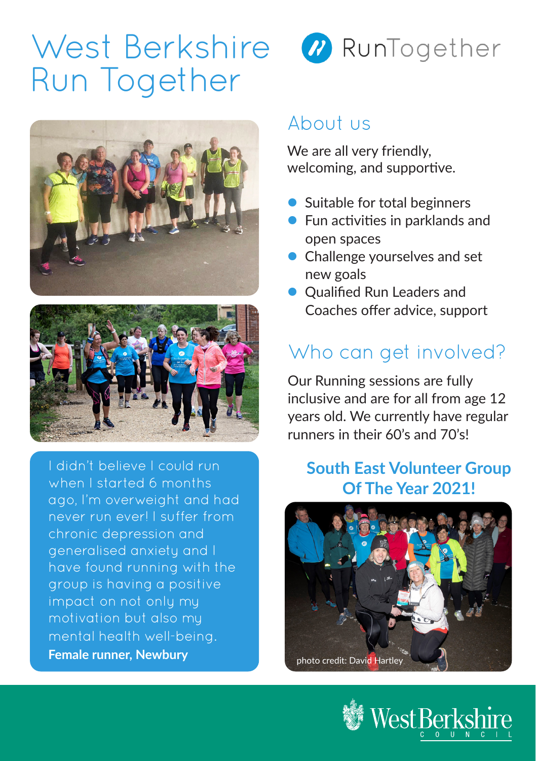# West Berkshire Run Together

RunTogether

## About us

We are all very friendly, welcoming, and supportive.

- Suitable for total beginners
- Fun activities in parklands and open spaces
- Challenge yourselves and set new goals
- Qualified Run Leaders and Coaches offer advice, support

## Who can get involved?

Our Running sessions are fully inclusive and are for all from age 12 years old. We currently have regular runners in their 60's and 70's!

I didn't believe I could run when I started 6 months ago, I'm overweight and had never run ever! I suffer from chronic depression and generalised anxiety and I have found running with the group is having a positive impact on not only my motivation but also my mental health well-being.

**Female runner, Newbury**

### South East Volunteer Group Of The Year 2021!

photo credit: David Hartley

West Berkshire Council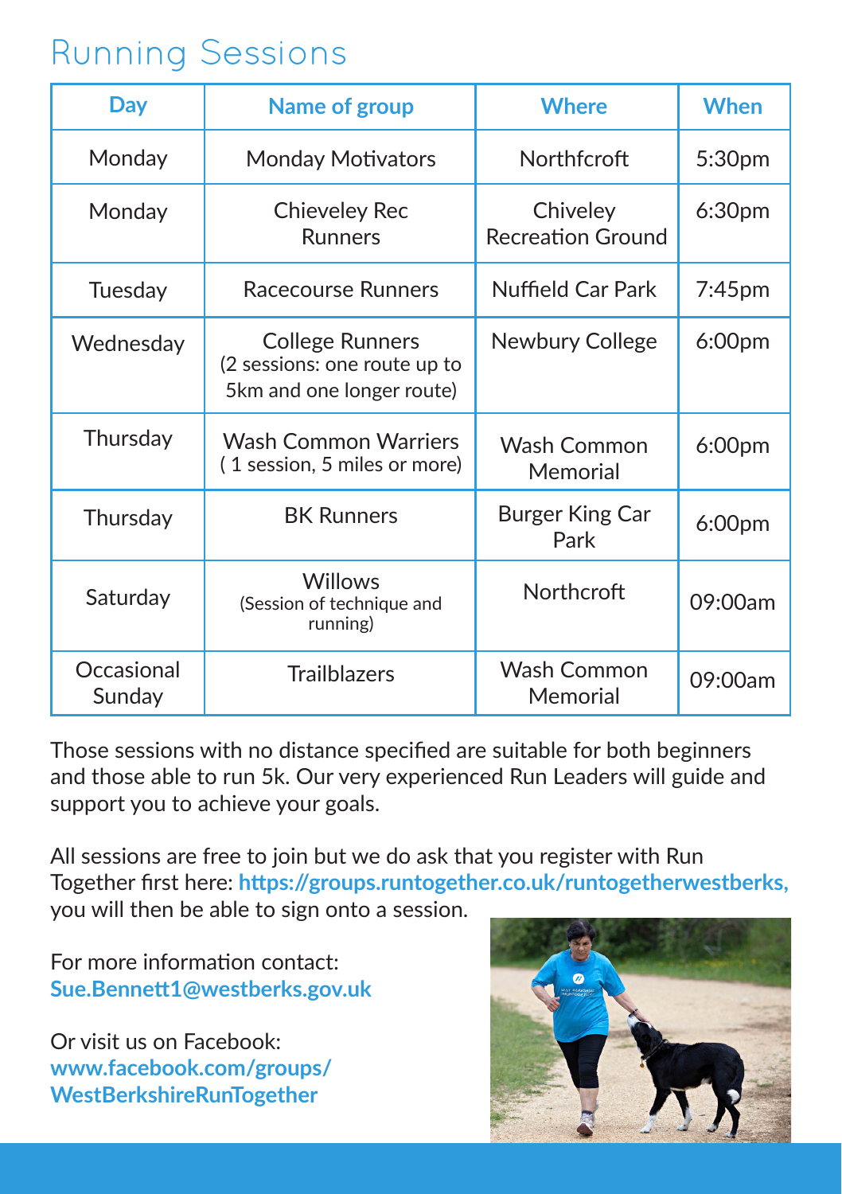# Running Sessions

| Day | Name of group | Where | When |
|---|---|---|---|
| Monday | Monday Motivators | Northfcroft | 5:30pm |
| Monday | Chieveley Rec Runners | Chiveley Recreation Ground | 6:30pm |
| Tuesday | Racecourse Runners | Nuffield Car Park | 7:45pm |
| Wednesday | College Runners (2 sessions: one route up to 5km and one longer route) | Newbury College | 6:00pm |
| Thursday | Wash Common Warriers ( 1 session, 5 miles or more) | Wash Common Memorial | 6:00pm |
| Thursday | BK Runners | Burger King Car Park | 6:00pm |
| Saturday | Willows (Session of technique and running) | Northcroft | 09:00am |
| Occasional Sunday | Trailblazers | Wash Common Memorial | 09:00am |

Those sessions with no distance specified are suitable for both beginners and those able to run 5k. Our very experienced Run Leaders will guide and support you to achieve your goals.

All sessions are free to join but we do ask that you register with Run Together first here: **https://groups.runtogether.co.uk/runtogetherwestberks,** you will then be able to sign onto a session.

For more information contact:
**Sue.Bennett1@westberks.gov.uk**

Or visit us on Facebook:
**www.facebook.com/groups/WestBerkshireRunTogether**